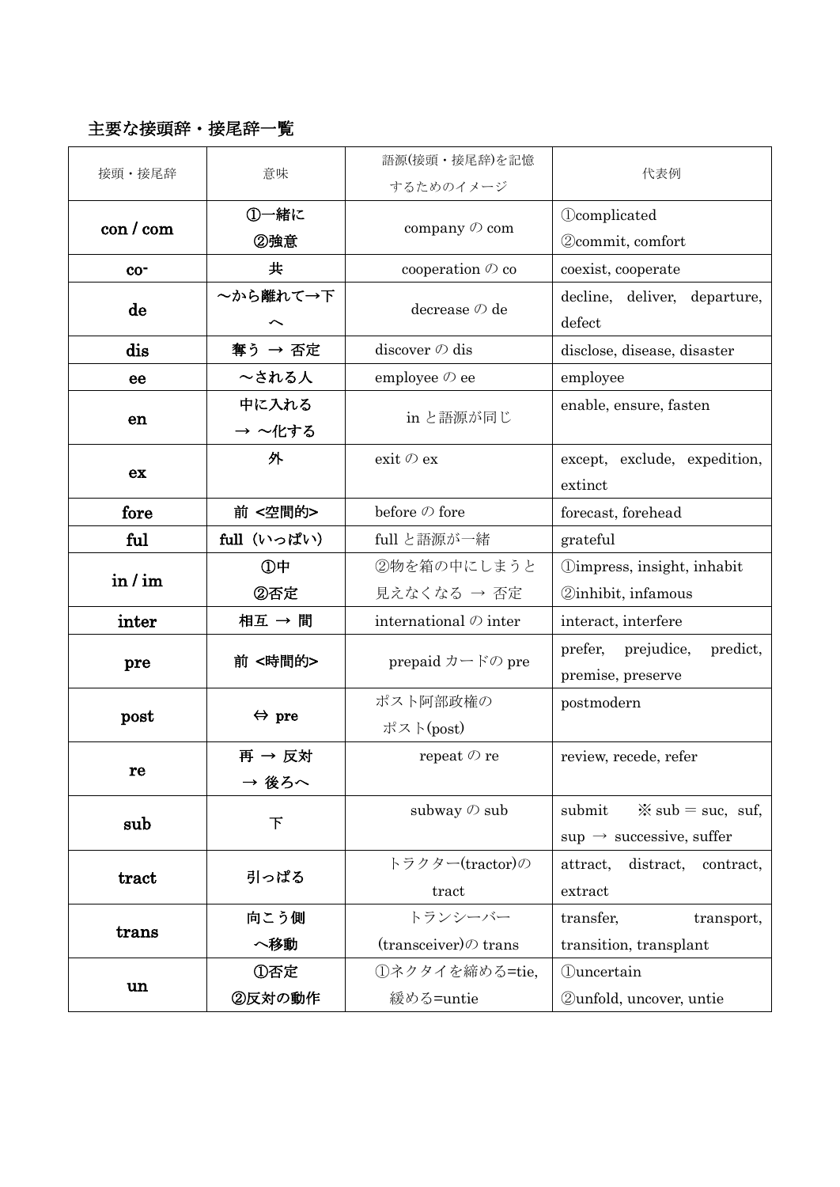## 主要な接頭辞・接尾辞一覧

| 接頭・接尾辞 | 意味 | 語源(接頭・接尾辞)を記憶するためのイメージ | 代表例 |
|---|---|---|---|
| **con / com** | **①一緒に ②強意** | company の com | ①complicated ②commit, comfort |
| **co-** | **共** | cooperation の co | coexist, cooperate |
| **de** | **～から離れて→下へ** | decrease の de | decline, deliver, departure, defect |
| **dis** | **奪う → 否定** | discover の dis | disclose, disease, disaster |
| **ee** | **～される人** | employee の ee | employee |
| **en** | **中に入れる → ～化する** | in と語源が同じ | enable, ensure, fasten |
| **ex** | **外** | exit の ex | except, exclude, expedition, extinct |
| **fore** | **前 <空間的>** | before の fore | forecast, forehead |
| **ful** | **full（いっぱい）** | full と語源が一緒 | grateful |
| **in / im** | **①中 ②否定** | ②物を箱の中にしまうと見えなくなる → 否定 | ①impress, insight, inhabit ②inhibit, infamous |
| **inter** | **相互 → 間** | international の inter | interact, interfere |
| **pre** | **前 <時間的>** | prepaid カードの pre | prefer, prejudice, predict, premise, preserve |
| **post** | **⇔ pre** | ポスト阿部政権のポスト(post) | postmodern |
| **re** | **再 → 反対 → 後ろへ** | repeat の re | review, recede, refer |
| **sub** | **下** | subway の sub | submit ※ sub = suc, suf, sup → successive, suffer |
| **tract** | **引っぱる** | トラクター(tractor)の tract | attract, distract, contract, extract |
| **trans** | **向こう側へ移動** | トランシーバー(transceiver)の trans | transfer, transport, transition, transplant |
| **un** | **①否定 ②反対の動作** | ①ネクタイを締める=tie, 緩める=untie | ①uncertain ②unfold, uncover, untie |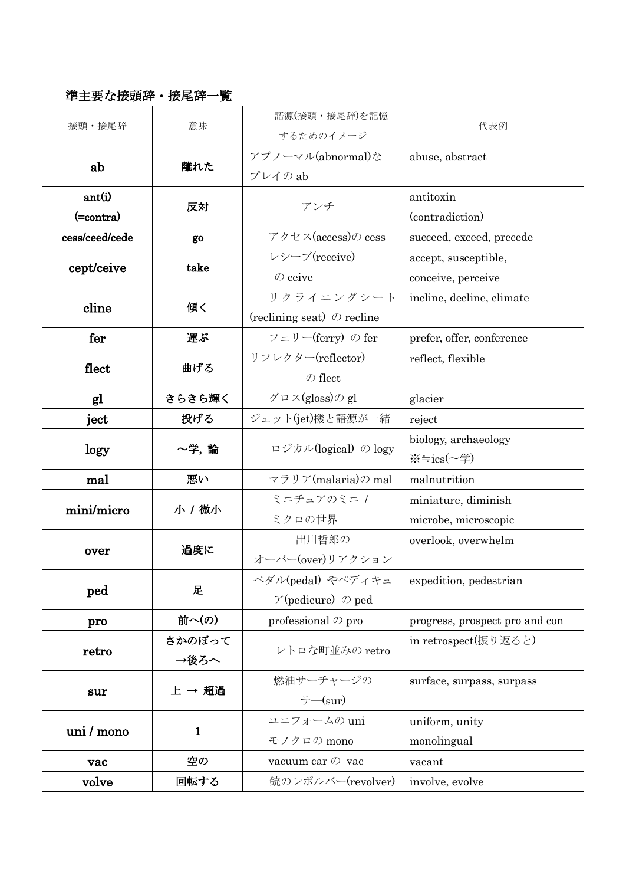## 準主要な接頭辞・接尾辞一覧

| 接頭・接尾辞 | 意味 | 語源(接頭・接尾辞)を記憶するためのイメージ | 代表例 |
|---|---|---|---|
| **ab** | **離れた** | アブノーマル(abnormal)なプレイの ab | abuse, abstract |
| **ant(i) (=contra)** | **反対** | アンチ | antitoxin (contradiction) |
| **cess/ceed/cede** | **go** | アクセス(access)の cess | succeed, exceed, precede |
| **cept/ceive** | **take** | レシーブ(receive) の ceive | accept, susceptible, conceive, perceive |
| **cline** | **傾く** | リクライニングシート(reclining seat) の recline | incline, decline, climate |
| **fer** | **運ぶ** | フェリー(ferry) の fer | prefer, offer, conference |
| **flect** | **曲げる** | リフレクター(reflector) の flect | reflect, flexible |
| **gl** | **きらきら輝く** | グロス(gloss)の gl | glacier |
| **ject** | **投げる** | ジェット(jet)機と語源が一緒 | reject |
| **logy** | **～学, 論** | ロジカル(logical) の logy | biology, archaeology ※≒ics(～学) |
| **mal** | **悪い** | マラリア(malaria)の mal | malnutrition |
| **mini/micro** | **小 / 微小** | ミニチュアのミニ / ミクロの世界 | miniature, diminish microbe, microscopic |
| **over** | **過度に** | 出川哲郎のオーバー(over)リアクション | overlook, overwhelm |
| **ped** | **足** | ペダル(pedal) やペディキュア(pedicure) の ped | expedition, pedestrian |
| **pro** | **前へ(の)** | professional の pro | progress, prospect pro and con |
| **retro** | **さかのぼって →後ろへ** | レトロな町並みの retro | in retrospect(振り返ると) |
| **sur** | **上 → 超過** | 燃油サーチャージのサ―(sur) | surface, surpass, surpass |
| **uni / mono** | **1** | ユニフォームの uni モノクロの mono | uniform, unity monolingual |
| **vac** | **空の** | vacuum car の vac | vacant |
| **volve** | **回転する** | 銃のレボルバー(revolver) | involve, evolve |